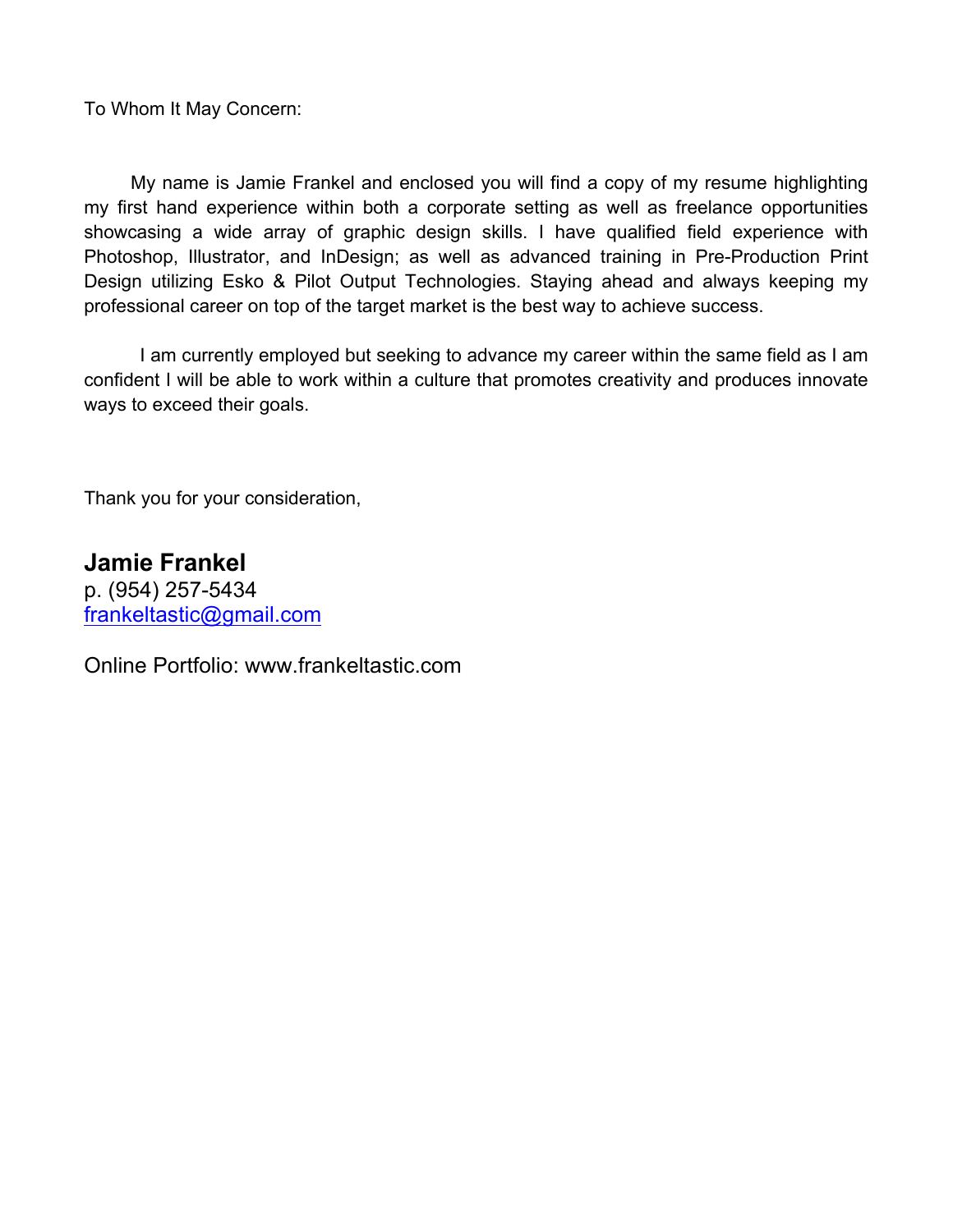To Whom It May Concern:

My name is Jamie Frankel and enclosed you will find a copy of my resume highlighting my first hand experience within both a corporate setting as well as freelance opportunities showcasing a wide array of graphic design skills. I have qualified field experience with Photoshop, Illustrator, and InDesign; as well as advanced training in Pre-Production Print Design utilizing Esko & Pilot Output Technologies. Staying ahead and always keeping my professional career on top of the target market is the best way to achieve success.

I am currently employed but seeking to advance my career within the same field as I am confident I will be able to work within a culture that promotes creativity and produces innovate ways to exceed their goals.

Thank you for your consideration,

**Jamie Frankel**
p. (954) 257-5434
frankeltastic@gmail.com

Online Portfolio: www.frankeltastic.com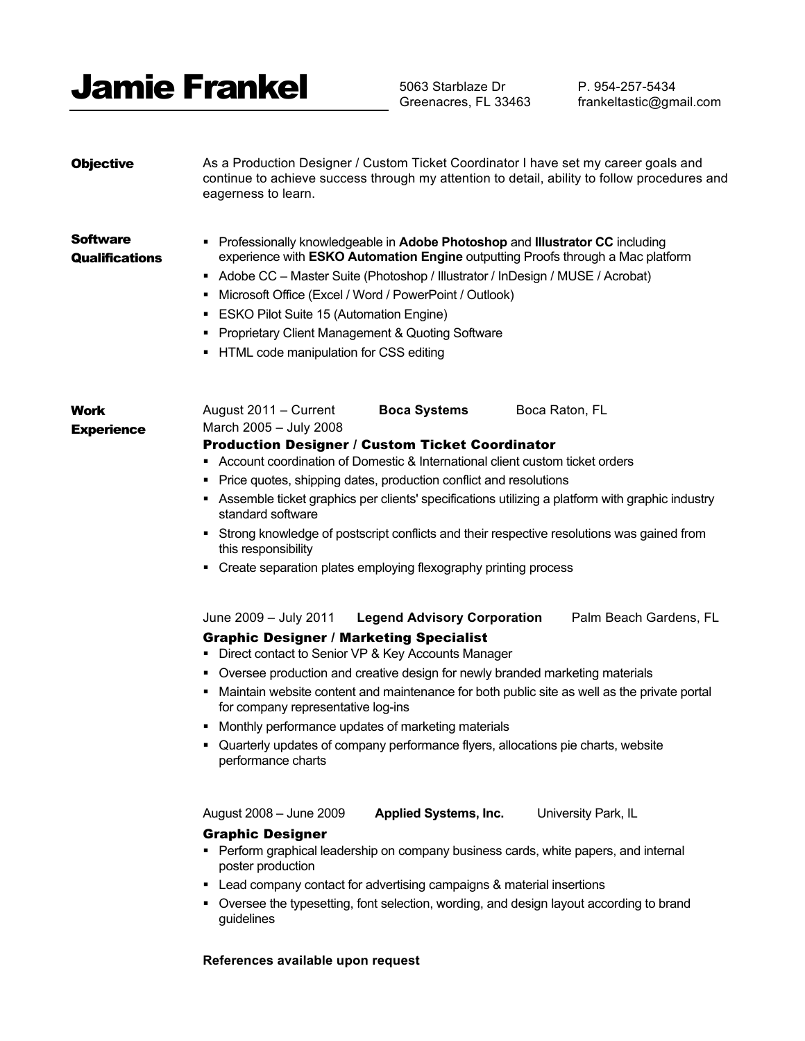# Jamie Frankel

5063 Starblaze Dr
Greenacres, FL 33463

P. 954-257-5434
frankeltastic@gmail.com

## Objective

As a Production Designer / Custom Ticket Coordinator I have set my career goals and continue to achieve success through my attention to detail, ability to follow procedures and eagerness to learn.

## Software Qualifications

- Professionally knowledgeable in **Adobe Photoshop** and **Illustrator CC** including experience with **ESKO Automation Engine** outputting Proofs through a Mac platform
- Adobe CC – Master Suite (Photoshop / Illustrator / InDesign / MUSE / Acrobat)
- Microsoft Office (Excel / Word / PowerPoint / Outlook)
- ESKO Pilot Suite 15 (Automation Engine)
- Proprietary Client Management & Quoting Software
- HTML code manipulation for CSS editing

## Work Experience

August 2011 – Current **Boca Systems** Boca Raton, FL
March 2005 – July 2008

### Production Designer / Custom Ticket Coordinator

- Account coordination of Domestic & International client custom ticket orders
- Price quotes, shipping dates, production conflict and resolutions
- Assemble ticket graphics per clients' specifications utilizing a platform with graphic industry standard software
- Strong knowledge of postscript conflicts and their respective resolutions was gained from this responsibility
- Create separation plates employing flexography printing process

June 2009 – July 2011 **Legend Advisory Corporation** Palm Beach Gardens, FL

### Graphic Designer / Marketing Specialist

- Direct contact to Senior VP & Key Accounts Manager
- Oversee production and creative design for newly branded marketing materials
- Maintain website content and maintenance for both public site as well as the private portal for company representative log-ins
- Monthly performance updates of marketing materials
- Quarterly updates of company performance flyers, allocations pie charts, website performance charts

August 2008 – June 2009 **Applied Systems, Inc.** University Park, IL

### Graphic Designer

- Perform graphical leadership on company business cards, white papers, and internal poster production
- Lead company contact for advertising campaigns & material insertions
- Oversee the typesetting, font selection, wording, and design layout according to brand guidelines

**References available upon request**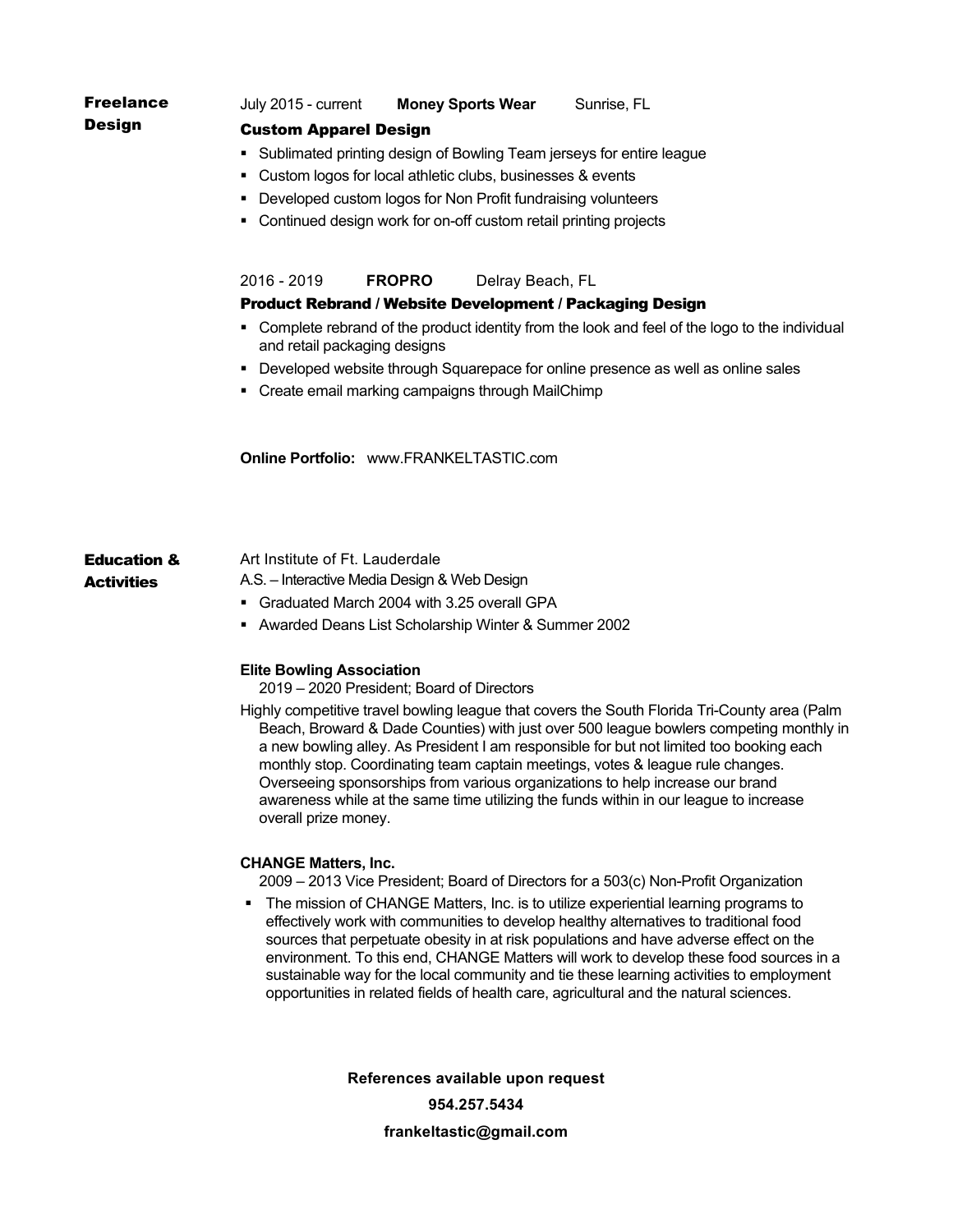## Freelance Design

July 2015 - current **Money Sports Wear** Sunrise, FL

### Custom Apparel Design

- Sublimated printing design of Bowling Team jerseys for entire league
- Custom logos for local athletic clubs, businesses & events
- Developed custom logos for Non Profit fundraising volunteers
- Continued design work for on-off custom retail printing projects

2016 - 2019 **FROPRO** Delray Beach, FL

### Product Rebrand / Website Development / Packaging Design

- Complete rebrand of the product identity from the look and feel of the logo to the individual and retail packaging designs
- Developed website through Squarepace for online presence as well as online sales
- Create email marking campaigns through MailChimp

**Online Portfolio:** www.FRANKELTASTIC.com

## Education & Activities

Art Institute of Ft. Lauderdale

A.S. – Interactive Media Design & Web Design

- Graduated March 2004 with 3.25 overall GPA
- Awarded Deans List Scholarship Winter & Summer 2002

**Elite Bowling Association**

2019 – 2020 President; Board of Directors

Highly competitive travel bowling league that covers the South Florida Tri-County area (Palm Beach, Broward & Dade Counties) with just over 500 league bowlers competing monthly in a new bowling alley. As President I am responsible for but not limited too booking each monthly stop. Coordinating team captain meetings, votes & league rule changes. Overseeing sponsorships from various organizations to help increase our brand awareness while at the same time utilizing the funds within in our league to increase overall prize money.

**CHANGE Matters, Inc.**

2009 – 2013 Vice President; Board of Directors for a 503(c) Non-Profit Organization

- The mission of CHANGE Matters, Inc. is to utilize experiential learning programs to effectively work with communities to develop healthy alternatives to traditional food sources that perpetuate obesity in at risk populations and have adverse effect on the environment. To this end, CHANGE Matters will work to develop these food sources in a sustainable way for the local community and tie these learning activities to employment opportunities in related fields of health care, agricultural and the natural sciences.

**References available upon request**

**954.257.5434**

**frankeltastic@gmail.com**